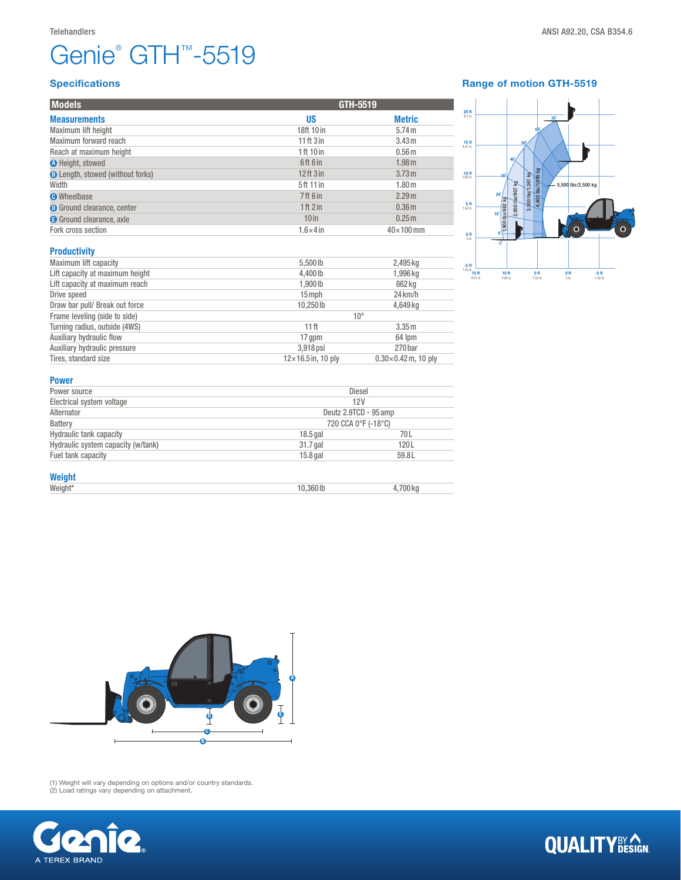Telehandlers

ANSI A92.20, CSA B354.6

# Genie® GTH™-5519

## Specifications

| Models | GTH-5519 | |
|---|---|---|
| **Measurements** | **US** | **Metric** |
| Maximum lift height | 18ft 10in | 5.74m |
| Maximum forward reach | 11ft 3in | 3.43m |
| Reach at maximum height | 1ft 10in | 0.56m |
| A Height, stowed | 6ft 6in | 1.98m |
| B Length, stowed (without forks) | 12ft 3in | 3.73m |
| Width | 5ft 11in | 1.80m |
| C Wheelbase | 7ft 6in | 2.29m |
| D Ground clearance, center | 1ft 2in | 0.36m |
| E Ground clearance, axle | 10in | 0.25m |
| Fork cross section | 1.6×4in | 40×100mm |

### Productivity

| | | |
|---|---|---|
| Maximum lift capacity | 5,500lb | 2,495kg |
| Lift capacity at maximum height | 4,400lb | 1,996kg |
| Lift capacity at maximum reach | 1,900lb | 862kg |
| Drive speed | 15mph | 24km/h |
| Draw bar pull/ Break out force | 10,250lb | 4,649kg |
| Frame leveling (side to side) | 10° | |
| Turning radius, outside (4WS) | 11ft | 3.35m |
| Auxiliary hydraulic flow | 17gpm | 64 lpm |
| Auxiliary hydraulic pressure | 3,918psi | 270bar |
| Tires, standard size | 12×16.5in, 10 ply | 0.30×0.42m, 10 ply |

### Power

| | | |
|---|---|---|
| Power source | Diesel | |
| Electrical system voltage | 12V | |
| Alternator | Deutz 2.9TCD - 95amp | |
| Battery | 720 CCA 0°F (-18°C) | |
| Hydraulic tank capacity | 18.5gal | 70L |
| Hydraulic system capacity (w/tank) | 31.7gal | 120L |
| Fuel tank capacity | 15.8gal | 59.8L |

### Weight

| | | |
|---|---|---|
| Weight* | 10,360lb | 4,700kg |

## Range of motion GTH-5519

(1) Weight will vary depending on options and/or country standards.
(2) Load ratings vary depending on attachment.

A TEREX BRAND

QUALITY BY DESIGN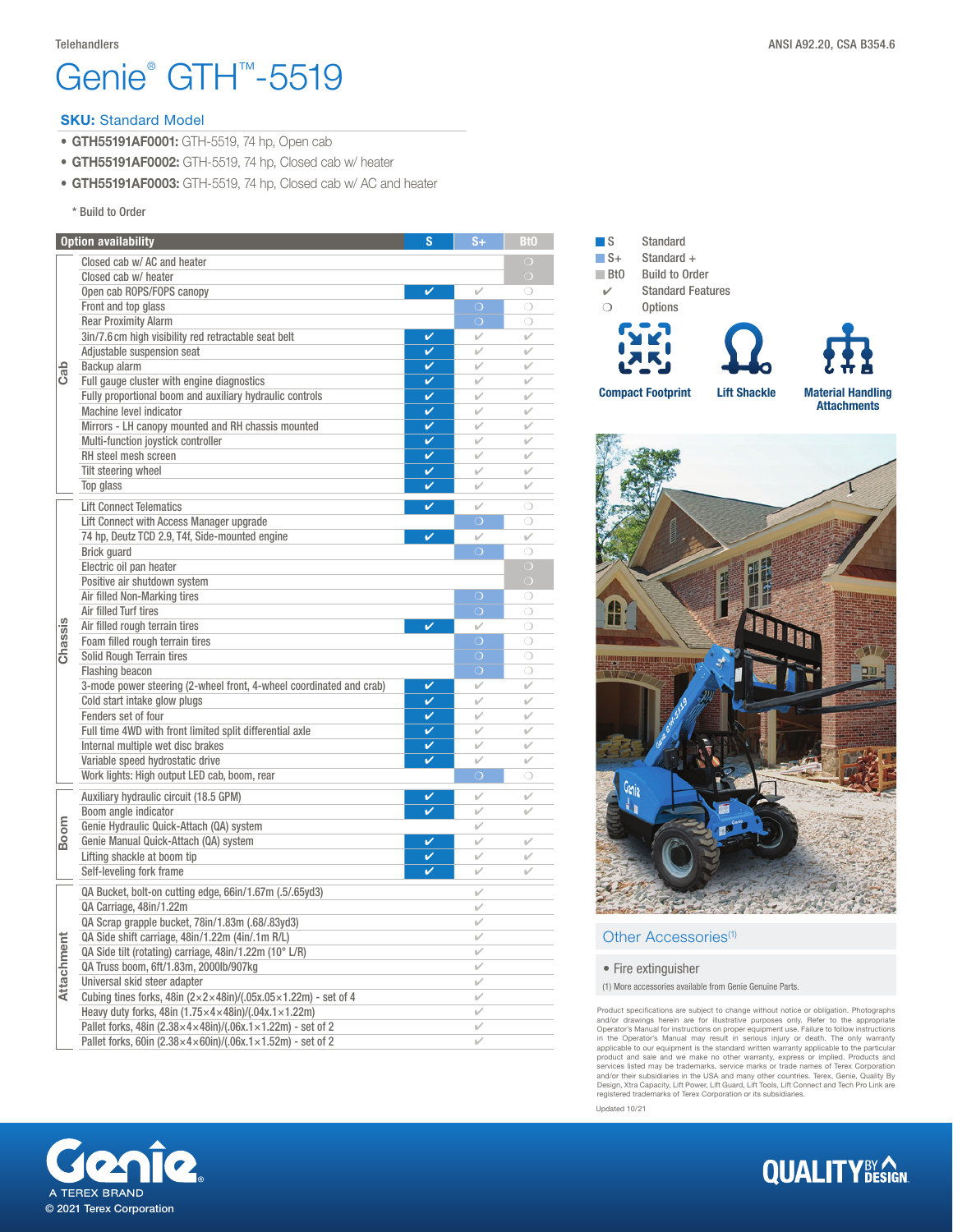Telehandlers

ANSI A92.20, CSA B354.6

# Genie® GTH™-5519

**SKU:** Standard Model

- **GTH55191AF0001:** GTH-5519, 74 hp, Open cab
- **GTH55191AF0002:** GTH-5519, 74 hp, Closed cab w/ heater
- **GTH55191AF0003:** GTH-5519, 74 hp, Closed cab w/ AC and heater

\* Build to Order

| | Option availability | S | S+ | BtO |
|---|---|---|---|---|
| Cab | Closed cab w/ AC and heater | | | ❍ |
| | Closed cab w/ heater | | | ❍ |
| | Open cab ROPS/FOPS canopy | ✔ | ✔ | ❍ |
| | Front and top glass | | ❍ | ❍ |
| | Rear Proximity Alarm | | ❍ | ❍ |
| | 3in/7.6cm high visibility red retractable seat belt | ✔ | ✔ | ✔ |
| | Adjustable suspension seat | ✔ | ✔ | ✔ |
| | Backup alarm | ✔ | ✔ | ✔ |
| | Full gauge cluster with engine diagnostics | ✔ | ✔ | ✔ |
| | Fully proportional boom and auxiliary hydraulic controls | ✔ | ✔ | ✔ |
| | Machine level indicator | ✔ | ✔ | ✔ |
| | Mirrors - LH canopy mounted and RH chassis mounted | ✔ | ✔ | ✔ |
| | Multi-function joystick controller | ✔ | ✔ | ✔ |
| | RH steel mesh screen | ✔ | ✔ | ✔ |
| | Tilt steering wheel | ✔ | ✔ | ✔ |
| | Top glass | ✔ | ✔ | ✔ |
| Chassis | Lift Connect Telematics | ✔ | ✔ | ❍ |
| | Lift Connect with Access Manager upgrade | | ❍ | ❍ |
| | 74 hp, Deutz TCD 2.9, T4f, Side-mounted engine | ✔ | ✔ | ✔ |
| | Brick guard | | ❍ | ❍ |
| | Electric oil pan heater | | | ❍ |
| | Positive air shutdown system | | | ❍ |
| | Air filled Non-Marking tires | | ❍ | ❍ |
| | Air filled Turf tires | | ❍ | ❍ |
| | Air filled rough terrain tires | ✔ | ✔ | ❍ |
| | Foam filled rough terrain tires | | ❍ | ❍ |
| | Solid Rough Terrain tires | | ❍ | ❍ |
| | Flashing beacon | | ❍ | ❍ |
| | 3-mode power steering (2-wheel front, 4-wheel coordinated and crab) | ✔ | ✔ | ✔ |
| | Cold start intake glow plugs | ✔ | ✔ | ✔ |
| | Fenders set of four | ✔ | ✔ | ✔ |
| | Full time 4WD with front limited split differential axle | ✔ | ✔ | ✔ |
| | Internal multiple wet disc brakes | ✔ | ✔ | ✔ |
| | Variable speed hydrostatic drive | ✔ | ✔ | ✔ |
| | Work lights: High output LED cab, boom, rear | | ❍ | ❍ |
| Boom | Auxiliary hydraulic circuit (18.5 GPM) | ✔ | ✔ | ✔ |
| | Boom angle indicator | ✔ | ✔ | ✔ |
| | Genie Hydraulic Quick-Attach (QA) system | | ✔ | |
| | Genie Manual Quick-Attach (QA) system | ✔ | ✔ | ✔ |
| | Lifting shackle at boom tip | ✔ | ✔ | ✔ |
| | Self-leveling fork frame | ✔ | ✔ | ✔ |
| Attachment | QA Bucket, bolt-on cutting edge, 66in/1.67m (.5/.65yd3) | | ✔ | |
| | QA Carriage, 48in/1.22m | | ✔ | |
| | QA Scrap grapple bucket, 78in/1.83m (.68/.83yd3) | | ✔ | |
| | QA Side shift carriage, 48in/1.22m (4in/.1m R/L) | | ✔ | |
| | QA Side tilt (rotating) carriage, 48in/1.22m (10° L/R) | | ✔ | |
| | QA Truss boom, 6ft/1.83m, 2000lb/907kg | | ✔ | |
| | Universal skid steer adapter | | ✔ | |
| | Cubing tines forks, 48in (2×2×48in)/(.05x.05×1.22m) - set of 4 | | ✔ | |
| | Heavy duty forks, 48in (1.75×4×48in)/(.04x.1×1.22m) | | ✔ | |
| | Pallet forks, 48in (2.38×4×48in)/(.06x.1×1.22m) - set of 2 | | ✔ | |
| | Pallet forks, 60in (2.38×4×60in)/(.06x.1×1.52m) - set of 2 | | ✔ | |

- S — Standard
- S+ — Standard +
- BtO — Build to Order
- ✔ — Standard Features
- ❍ — Options

Compact Footprint

Lift Shackle

Material Handling Attachments

## Other Accessories[1]

- Fire extinguisher

(1) More accessories available from Genie Genuine Parts.

Product specifications are subject to change without notice or obligation. Photographs and/or drawings herein are for illustrative purposes only. Refer to the appropriate Operator's Manual for instructions on proper equipment use. Failure to follow instructions in the Operator's Manual may result in serious injury or death. The only warranty applicable to our equipment is the standard written warranty applicable to the particular product and sale and we make no other warranty, express or implied. Products and services listed may be trademarks, service marks or trade names of Terex Corporation and/or their subsidiaries in the USA and many other countries. Terex, Genie, Quality By Design, Xtra Capacity, Lift Power, Lift Guard, Lift Tools, Lift Connect and Tech Pro Link are registered trademarks of Terex Corporation or its subsidiaries.

Updated 10/21

Genie® A TEREX BRAND
© 2021 Terex Corporation

QUALITY BY DESIGN